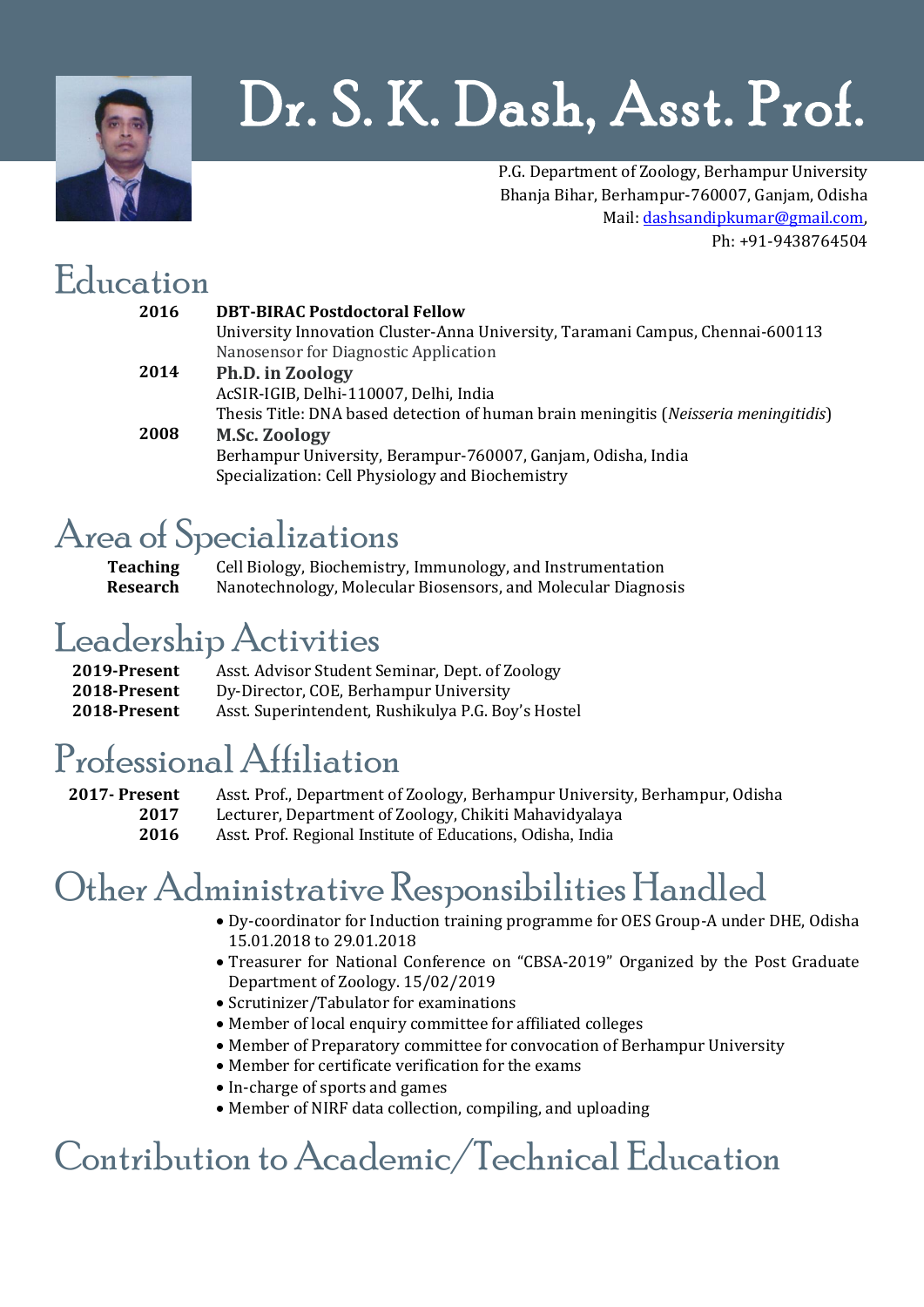# Dr. S. K. Dash, Asst. Prof.

P.G. Department of Zoology, Berhampur University
Bhanja Bihar, Berhampur-760007, Ganjam, Odisha
Mail: dashsandipkumar@gmail.com,
Ph: +91-9438764504

## Education

**2016** — **DBT-BIRAC Postdoctoral Fellow**
University Innovation Cluster-Anna University, Taramani Campus, Chennai-600113
Nanosensor for Diagnostic Application

**2014** — **Ph.D. in Zoology**
AcSIR-IGIB, Delhi-110007, Delhi, India
Thesis Title: DNA based detection of human brain meningitis (*Neisseria meningitidis*)

**2008** — **M.Sc. Zoology**
Berhampur University, Berampur-760007, Ganjam, Odisha, India
Specialization: Cell Physiology and Biochemistry

## Area of Specializations

**Teaching** — Cell Biology, Biochemistry, Immunology, and Instrumentation
**Research** — Nanotechnology, Molecular Biosensors, and Molecular Diagnosis

## Leadership Activities

**2019-Present** — Asst. Advisor Student Seminar, Dept. of Zoology
**2018-Present** — Dy-Director, COE, Berhampur University
**2018-Present** — Asst. Superintendent, Rushikulya P.G. Boy's Hostel

## Professional Affiliation

**2017- Present** — Asst. Prof., Department of Zoology, Berhampur University, Berhampur, Odisha
**2017** — Lecturer, Department of Zoology, Chikiti Mahavidyalaya
**2016** — Asst. Prof. Regional Institute of Educations, Odisha, India

## Other Administrative Responsibilities Handled

- Dy-coordinator for Induction training programme for OES Group-A under DHE, Odisha 15.01.2018 to 29.01.2018
- Treasurer for National Conference on "CBSA-2019" Organized by the Post Graduate Department of Zoology. 15/02/2019
- Scrutinizer/Tabulator for examinations
- Member of local enquiry committee for affiliated colleges
- Member of Preparatory committee for convocation of Berhampur University
- Member for certificate verification for the exams
- In-charge of sports and games
- Member of NIRF data collection, compiling, and uploading

## Contribution to Academic/Technical Education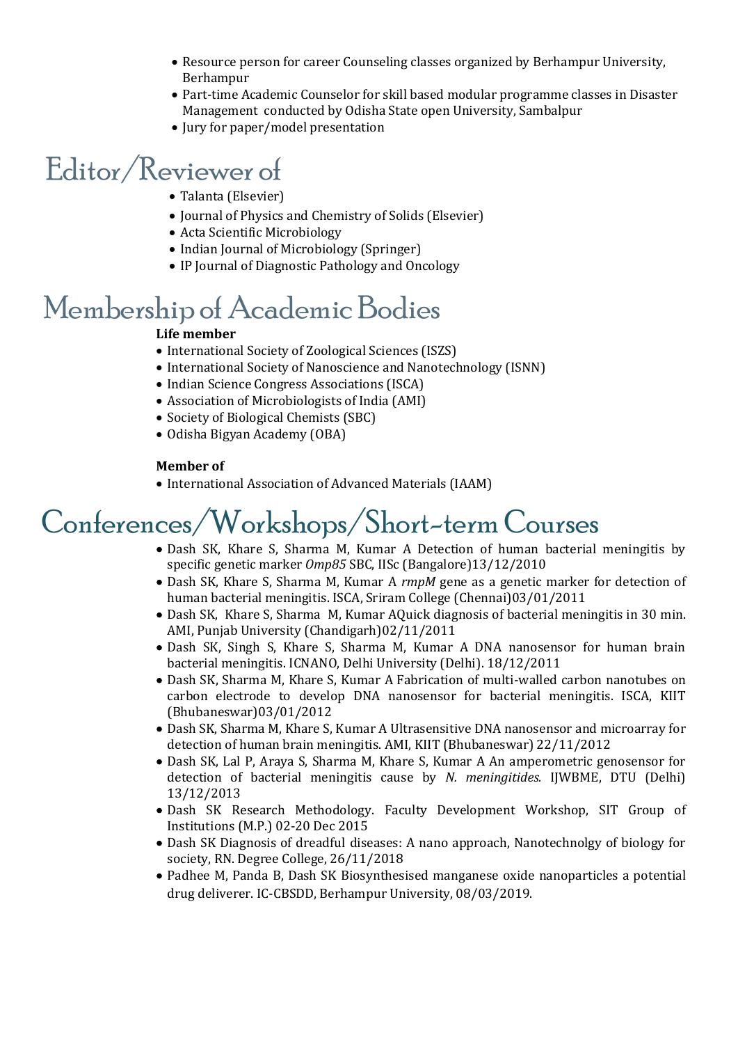- Resource person for career Counseling classes organized by Berhampur University, Berhampur
- Part-time Academic Counselor for skill based modular programme classes in Disaster Management conducted by Odisha State open University, Sambalpur
- Jury for paper/model presentation

# Editor/Reviewer of

- Talanta (Elsevier)
- Journal of Physics and Chemistry of Solids (Elsevier)
- Acta Scientific Microbiology
- Indian Journal of Microbiology (Springer)
- IP Journal of Diagnostic Pathology and Oncology

# Membership of Academic Bodies

**Life member**

- International Society of Zoological Sciences (ISZS)
- International Society of Nanoscience and Nanotechnology (ISNN)
- Indian Science Congress Associations (ISCA)
- Association of Microbiologists of India (AMI)
- Society of Biological Chemists (SBC)
- Odisha Bigyan Academy (OBA)

**Member of**

- International Association of Advanced Materials (IAAM)

# Conferences/Workshops/Short-term Courses

- Dash SK, Khare S, Sharma M, Kumar A Detection of human bacterial meningitis by specific genetic marker *Omp85* SBC, IISc (Bangalore)13/12/2010
- Dash SK, Khare S, Sharma M, Kumar A *rmpM* gene as a genetic marker for detection of human bacterial meningitis. ISCA, Sriram College (Chennai)03/01/2011
- Dash SK, Khare S, Sharma M, Kumar AQuick diagnosis of bacterial meningitis in 30 min. AMI, Punjab University (Chandigarh)02/11/2011
- Dash SK, Singh S, Khare S, Sharma M, Kumar A DNA nanosensor for human brain bacterial meningitis. ICNANO, Delhi University (Delhi). 18/12/2011
- Dash SK, Sharma M, Khare S, Kumar A Fabrication of multi-walled carbon nanotubes on carbon electrode to develop DNA nanosensor for bacterial meningitis. ISCA, KIIT (Bhubaneswar)03/01/2012
- Dash SK, Sharma M, Khare S, Kumar A Ultrasensitive DNA nanosensor and microarray for detection of human brain meningitis. AMI, KIIT (Bhubaneswar) 22/11/2012
- Dash SK, Lal P, Araya S, Sharma M, Khare S, Kumar A An amperometric genosensor for detection of bacterial meningitis cause by *N. meningitides*. IJWBME, DTU (Delhi) 13/12/2013
- Dash SK Research Methodology. Faculty Development Workshop, SIT Group of Institutions (M.P.) 02-20 Dec 2015
- Dash SK Diagnosis of dreadful diseases: A nano approach, Nanotechnolgy of biology for society, RN. Degree College, 26/11/2018
- Padhee M, Panda B, Dash SK Biosynthesised manganese oxide nanoparticles a potential drug deliverer. IC-CBSDD, Berhampur University, 08/03/2019.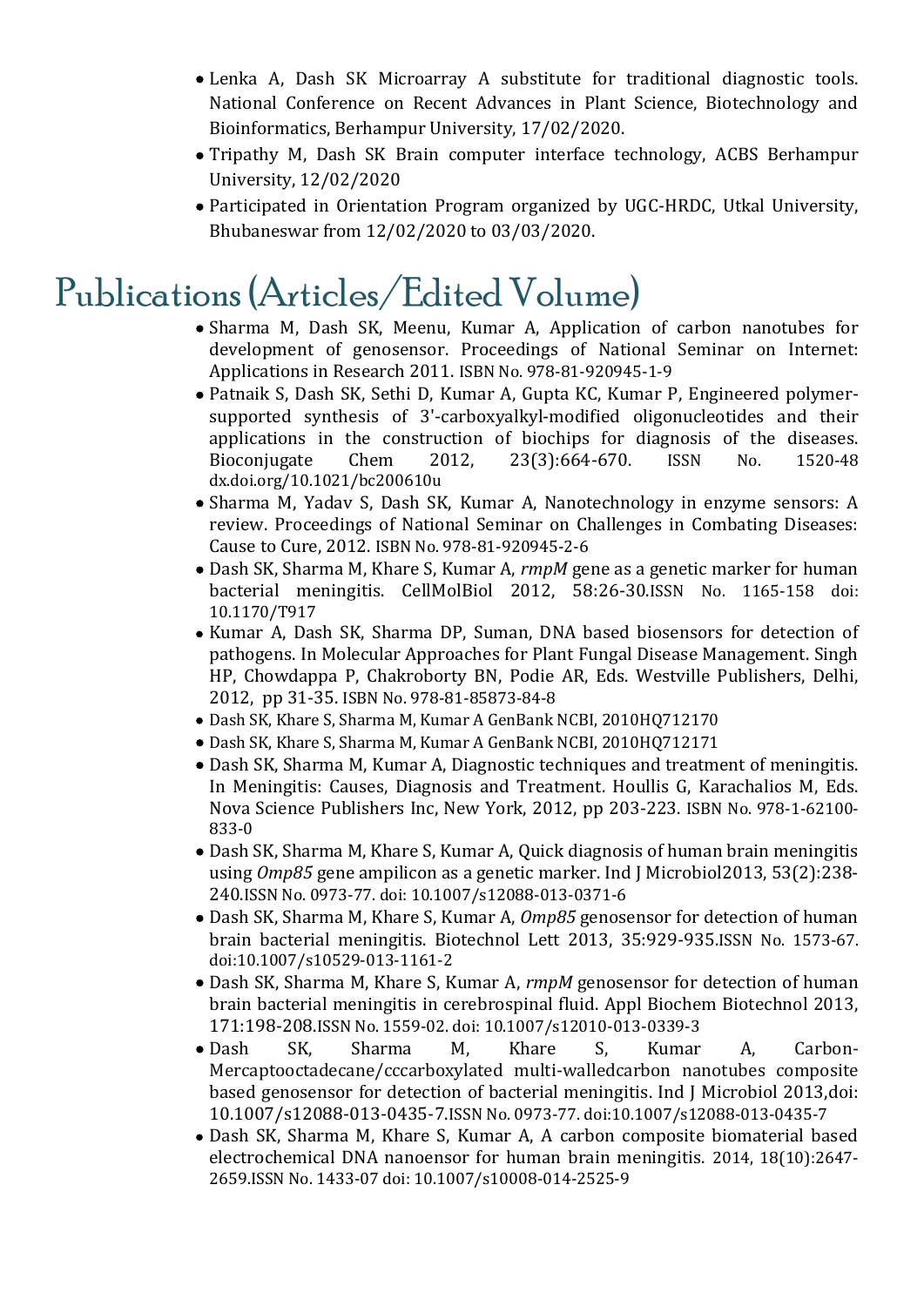- Lenka A, Dash SK Microarray A substitute for traditional diagnostic tools. National Conference on Recent Advances in Plant Science, Biotechnology and Bioinformatics, Berhampur University, 17/02/2020.
- Tripathy M, Dash SK Brain computer interface technology, ACBS Berhampur University, 12/02/2020
- Participated in Orientation Program organized by UGC-HRDC, Utkal University, Bhubaneswar from 12/02/2020 to 03/03/2020.

# Publications (Articles/Edited Volume)

- Sharma M, Dash SK, Meenu, Kumar A, Application of carbon nanotubes for development of genosensor. Proceedings of National Seminar on Internet: Applications in Research 2011. ISBN No. 978-81-920945-1-9
- Patnaik S, Dash SK, Sethi D, Kumar A, Gupta KC, Kumar P, Engineered polymer-supported synthesis of 3'-carboxyalkyl-modified oligonucleotides and their applications in the construction of biochips for diagnosis of the diseases. Bioconjugate Chem 2012, 23(3):664-670. ISSN No. 1520-48 dx.doi.org/10.1021/bc200610u
- Sharma M, Yadav S, Dash SK, Kumar A, Nanotechnology in enzyme sensors: A review. Proceedings of National Seminar on Challenges in Combating Diseases: Cause to Cure, 2012. ISBN No. 978-81-920945-2-6
- Dash SK, Sharma M, Khare S, Kumar A, *rmpM* gene as a genetic marker for human bacterial meningitis. CellMolBiol 2012, 58:26-30.ISSN No. 1165-158 doi: 10.1170/T917
- Kumar A, Dash SK, Sharma DP, Suman, DNA based biosensors for detection of pathogens. In Molecular Approaches for Plant Fungal Disease Management. Singh HP, Chowdappa P, Chakroborty BN, Podie AR, Eds. Westville Publishers, Delhi, 2012, pp 31-35. ISBN No. 978-81-85873-84-8
- Dash SK, Khare S, Sharma M, Kumar A GenBank NCBI, 2010HQ712170
- Dash SK, Khare S, Sharma M, Kumar A GenBank NCBI, 2010HQ712171
- Dash SK, Sharma M, Kumar A, Diagnostic techniques and treatment of meningitis. In Meningitis: Causes, Diagnosis and Treatment. Houllis G, Karachalios M, Eds. Nova Science Publishers Inc, New York, 2012, pp 203-223. ISBN No. 978-1-62100-833-0
- Dash SK, Sharma M, Khare S, Kumar A, Quick diagnosis of human brain meningitis using *Omp85* gene ampilicon as a genetic marker. Ind J Microbiol2013, 53(2):238-240.ISSN No. 0973-77. doi: 10.1007/s12088-013-0371-6
- Dash SK, Sharma M, Khare S, Kumar A, *Omp85* genosensor for detection of human brain bacterial meningitis. Biotechnol Lett 2013, 35:929-935.ISSN No. 1573-67. doi:10.1007/s10529-013-1161-2
- Dash SK, Sharma M, Khare S, Kumar A, *rmpM* genosensor for detection of human brain bacterial meningitis in cerebrospinal fluid. Appl Biochem Biotechnol 2013, 171:198-208.ISSN No. 1559-02. doi: 10.1007/s12010-013-0339-3
- Dash SK, Sharma M, Khare S, Kumar A, Carbon-Mercaptooctadecane/cccarboxylated multi-walledcarbon nanotubes composite based genosensor for detection of bacterial meningitis. Ind J Microbiol 2013,doi: 10.1007/s12088-013-0435-7.ISSN No. 0973-77. doi:10.1007/s12088-013-0435-7
- Dash SK, Sharma M, Khare S, Kumar A, A carbon composite biomaterial based electrochemical DNA nanoensor for human brain meningitis. 2014, 18(10):2647-2659.ISSN No. 1433-07 doi: 10.1007/s10008-014-2525-9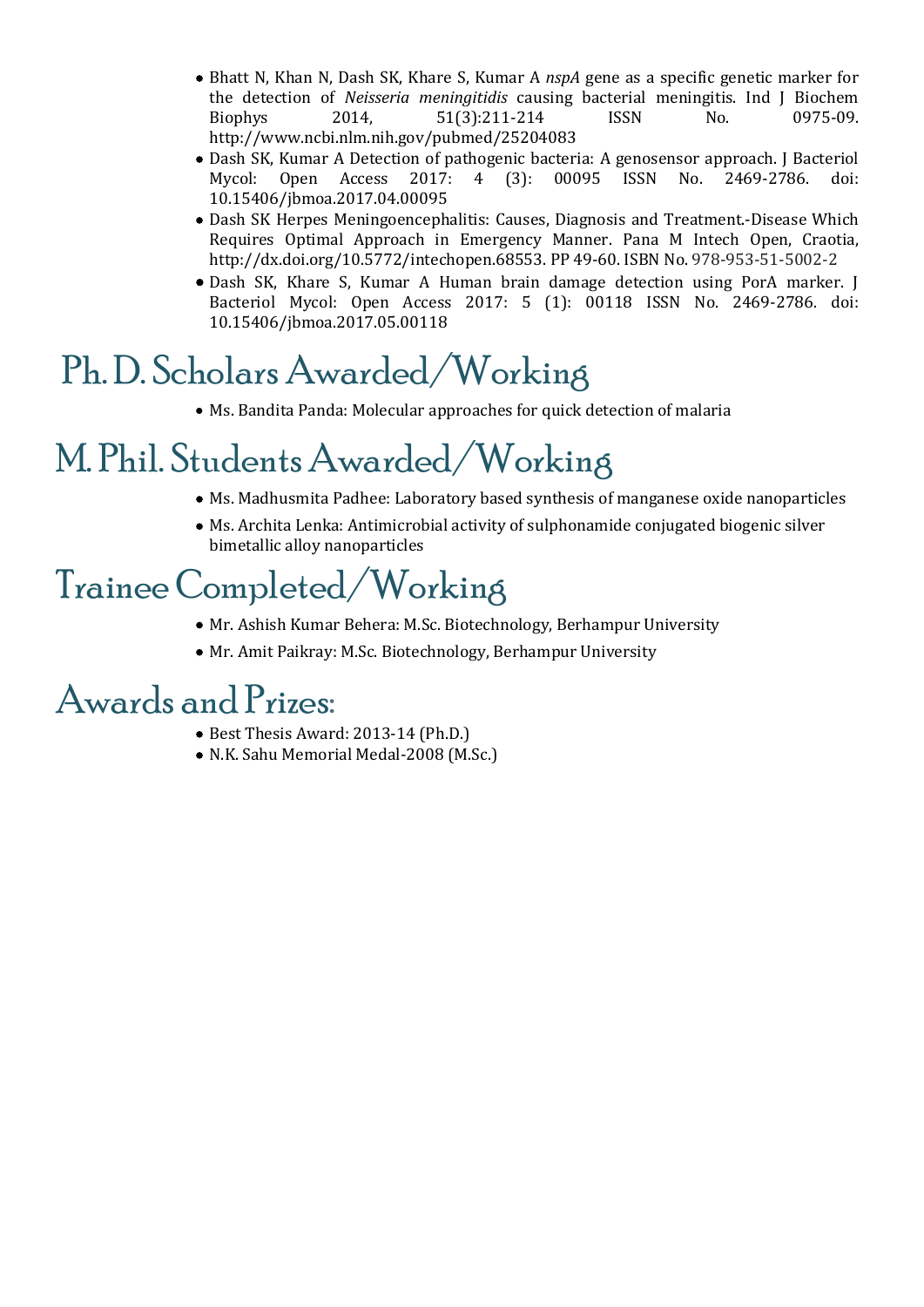- Bhatt N, Khan N, Dash SK, Khare S, Kumar A *nspA* gene as a specific genetic marker for the detection of *Neisseria meningitidis* causing bacterial meningitis. Ind J Biochem Biophys 2014, 51(3):211-214 ISSN No. 0975-09. http://www.ncbi.nlm.nih.gov/pubmed/25204083
- Dash SK, Kumar A Detection of pathogenic bacteria: A genosensor approach. J Bacteriol Mycol: Open Access 2017: 4 (3): 00095 ISSN No. 2469-2786. doi: 10.15406/jbmoa.2017.04.00095
- Dash SK Herpes Meningoencephalitis: Causes, Diagnosis and Treatment.-Disease Which Requires Optimal Approach in Emergency Manner. Pana M Intech Open, Craotia, http://dx.doi.org/10.5772/intechopen.68553. PP 49-60. ISBN No. 978-953-51-5002-2
- Dash SK, Khare S, Kumar A Human brain damage detection using PorA marker. J Bacteriol Mycol: Open Access 2017: 5 (1): 00118 ISSN No. 2469-2786. doi: 10.15406/jbmoa.2017.05.00118

# Ph. D. Scholars Awarded/Working

- Ms. Bandita Panda: Molecular approaches for quick detection of malaria

# M. Phil. Students Awarded/Working

- Ms. Madhusmita Padhee: Laboratory based synthesis of manganese oxide nanoparticles
- Ms. Archita Lenka: Antimicrobial activity of sulphonamide conjugated biogenic silver bimetallic alloy nanoparticles

# Trainee Completed/Working

- Mr. Ashish Kumar Behera: M.Sc. Biotechnology, Berhampur University
- Mr. Amit Paikray: M.Sc. Biotechnology, Berhampur University

# Awards and Prizes:

- Best Thesis Award: 2013-14 (Ph.D.)
- N.K. Sahu Memorial Medal-2008 (M.Sc.)